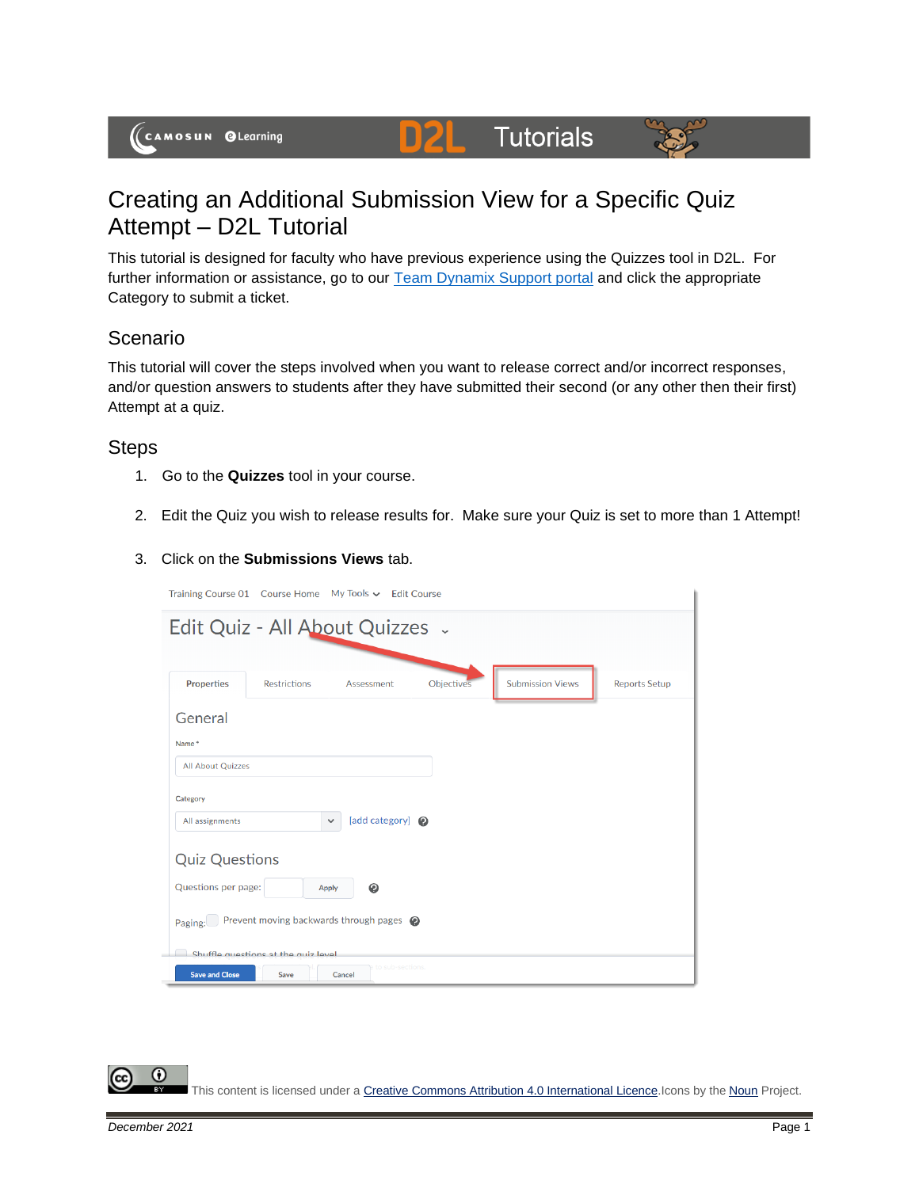# Creating an Additional Submission View for a Specific Quiz Attempt – D2L Tutorial

This tutorial is designed for faculty who have previous experience using the Quizzes tool in D2L. For further information or assistance, go to our Team Dynamix Support portal and click the appropriate Category to submit a ticket.

## Scenario

This tutorial will cover the steps involved when you want to release correct and/or incorrect responses, and/or question answers to students after they have submitted their second (or any other then their first) Attempt at a quiz.

## Steps

1. Go to the **Quizzes** tool in your course.
2. Edit the Quiz you wish to release results for. Make sure your Quiz is set to more than 1 Attempt!
3. Click on the **Submissions Views** tab.

This content is licensed under a Creative Commons Attribution 4.0 International Licence. Icons by the Noun Project.

*December 2021*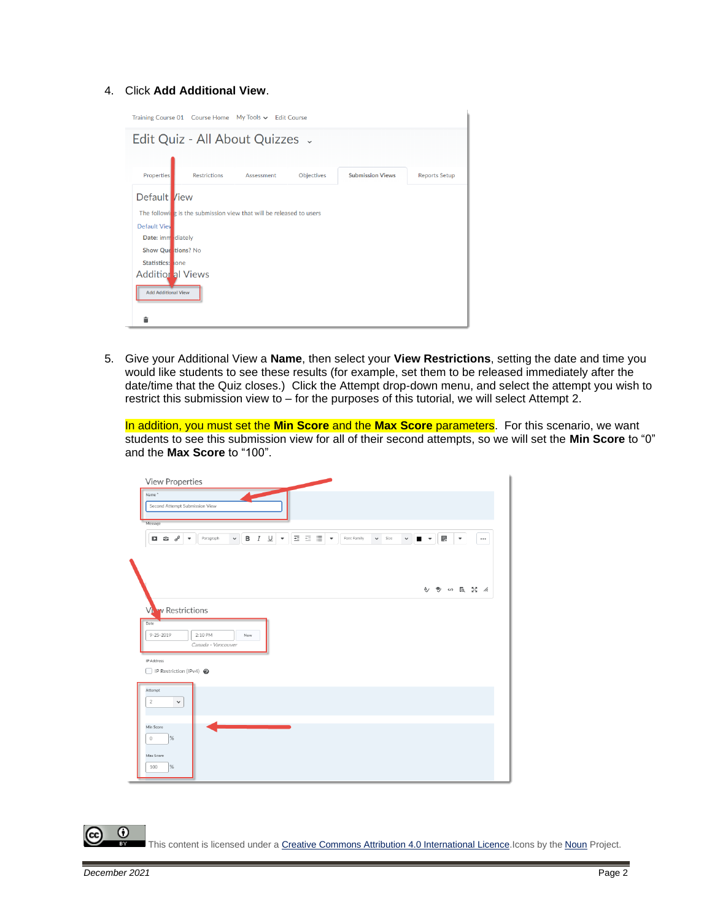4. Click **Add Additional View**.

5. Give your Additional View a **Name**, then select your **View Restrictions**, setting the date and time you would like students to see these results (for example, set them to be released immediately after the date/time that the Quiz closes.)  Click the Attempt drop-down menu, and select the attempt you wish to restrict this submission view to – for the purposes of this tutorial, we will select Attempt 2.

   In addition, you must set the **Min Score** and the **Max Score** parameters.  For this scenario, we want students to see this submission view for all of their second attempts, so we will set the **Min Score** to "0" and the **Max Score** to "100".

This content is licensed under a Creative Commons Attribution 4.0 International Licence. Icons by the Noun Project.

December 2021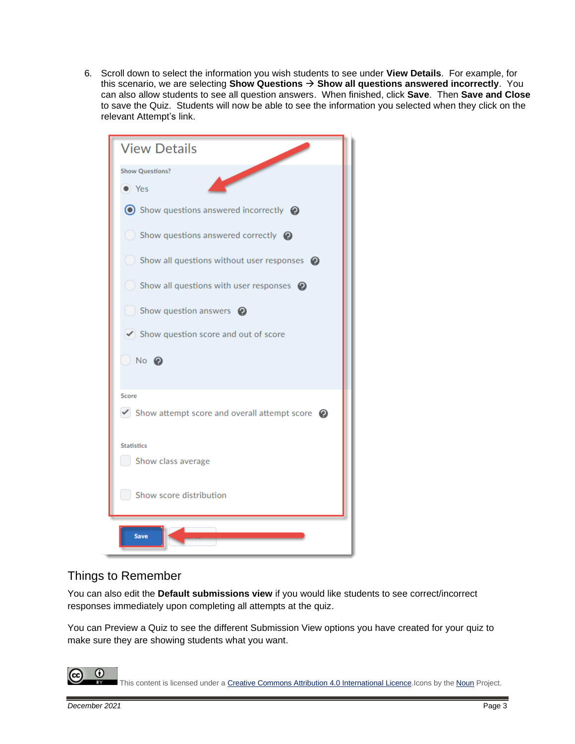6. Scroll down to select the information you wish students to see under **View Details**. For example, for this scenario, we are selecting **Show Questions → Show all questions answered incorrectly**. You can also allow students to see all question answers. When finished, click **Save**. Then **Save and Close** to save the Quiz. Students will now be able to see the information you selected when they click on the relevant Attempt's link.

## Things to Remember

You can also edit the **Default submissions view** if you would like students to see correct/incorrect responses immediately upon completing all attempts at the quiz.

You can Preview a Quiz to see the different Submission View options you have created for your quiz to make sure they are showing students what you want.

This content is licensed under a Creative Commons Attribution 4.0 International Licence. Icons by the Noun Project.

December 2021